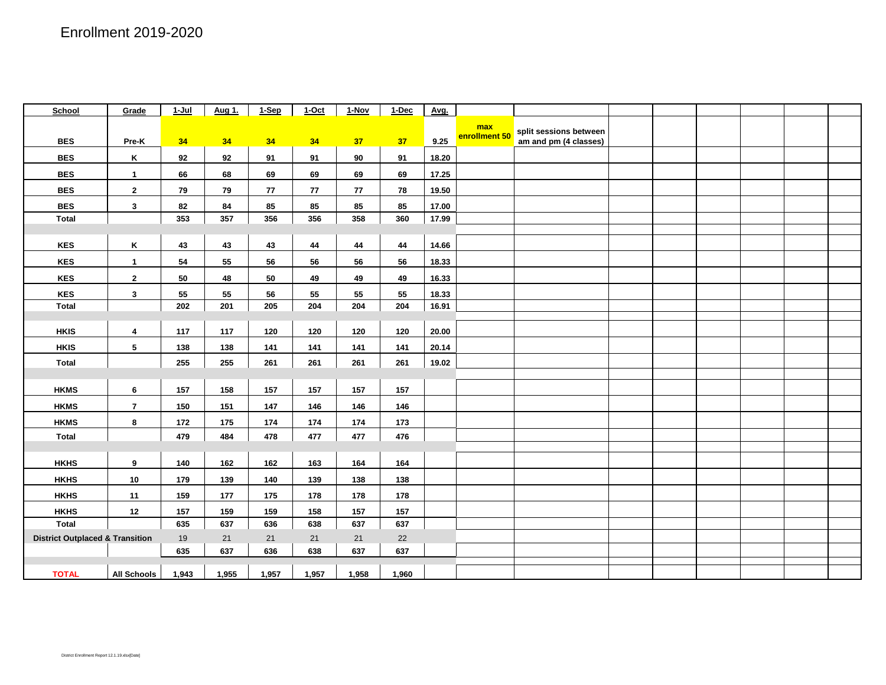# Enrollment 2019-2020

| School | Grade | 1-Jul | Aug 1. | 1-Sep | 1-Oct | 1-Nov | 1-Dec | Avg. | | | | | | | | |
|---|---|---|---|---|---|---|---|---|---|---|---|---|---|---|---|---|
| BES | Pre-K | 34 | 34 | 34 | 34 | 37 | 37 | 9.25 | max enrollment 50 | split sessions between am and pm (4 classes) | | | | | | |
| BES | K | 92 | 92 | 91 | 91 | 90 | 91 | 18.20 | | | | | | | | |
| BES | 1 | 66 | 68 | 69 | 69 | 69 | 69 | 17.25 | | | | | | | | |
| BES | 2 | 79 | 79 | 77 | 77 | 77 | 78 | 19.50 | | | | | | | | |
| BES | 3 | 82 | 84 | 85 | 85 | 85 | 85 | 17.00 | | | | | | | | |
| Total | | 353 | 357 | 356 | 356 | 358 | 360 | 17.99 | | | | | | | | |
| | | | | | | | | | | | | | | | | |
| KES | K | 43 | 43 | 43 | 44 | 44 | 44 | 14.66 | | | | | | | | |
| KES | 1 | 54 | 55 | 56 | 56 | 56 | 56 | 18.33 | | | | | | | | |
| KES | 2 | 50 | 48 | 50 | 49 | 49 | 49 | 16.33 | | | | | | | | |
| KES | 3 | 55 | 55 | 56 | 55 | 55 | 55 | 18.33 | | | | | | | | |
| Total | | 202 | 201 | 205 | 204 | 204 | 204 | 16.91 | | | | | | | | |
| | | | | | | | | | | | | | | | | |
| HKIS | 4 | 117 | 117 | 120 | 120 | 120 | 120 | 20.00 | | | | | | | | |
| HKIS | 5 | 138 | 138 | 141 | 141 | 141 | 141 | 20.14 | | | | | | | | |
| Total | | 255 | 255 | 261 | 261 | 261 | 261 | 19.02 | | | | | | | | |
| | | | | | | | | | | | | | | | | |
| HKMS | 6 | 157 | 158 | 157 | 157 | 157 | 157 | | | | | | | | | |
| HKMS | 7 | 150 | 151 | 147 | 146 | 146 | 146 | | | | | | | | | |
| HKMS | 8 | 172 | 175 | 174 | 174 | 174 | 173 | | | | | | | | | |
| Total | | 479 | 484 | 478 | 477 | 477 | 476 | | | | | | | | | |
| | | | | | | | | | | | | | | | | |
| HKHS | 9 | 140 | 162 | 162 | 163 | 164 | 164 | | | | | | | | | |
| HKHS | 10 | 179 | 139 | 140 | 139 | 138 | 138 | | | | | | | | | |
| HKHS | 11 | 159 | 177 | 175 | 178 | 178 | 178 | | | | | | | | | |
| HKHS | 12 | 157 | 159 | 159 | 158 | 157 | 157 | | | | | | | | | |
| Total | | 635 | 637 | 636 | 638 | 637 | 637 | | | | | | | | | |
| District Outplaced & Transition | | 19 | 21 | 21 | 21 | 21 | 22 | | | | | | | | | |
| | | 635 | 637 | 636 | 638 | 637 | 637 | | | | | | | | | |
| | | | | | | | | | | | | | | | | |
| TOTAL | All Schools | 1,943 | 1,955 | 1,957 | 1,957 | 1,958 | 1,960 | | | | | | | | | |

District Enrollment Report 12.1.19.xlsx[Date]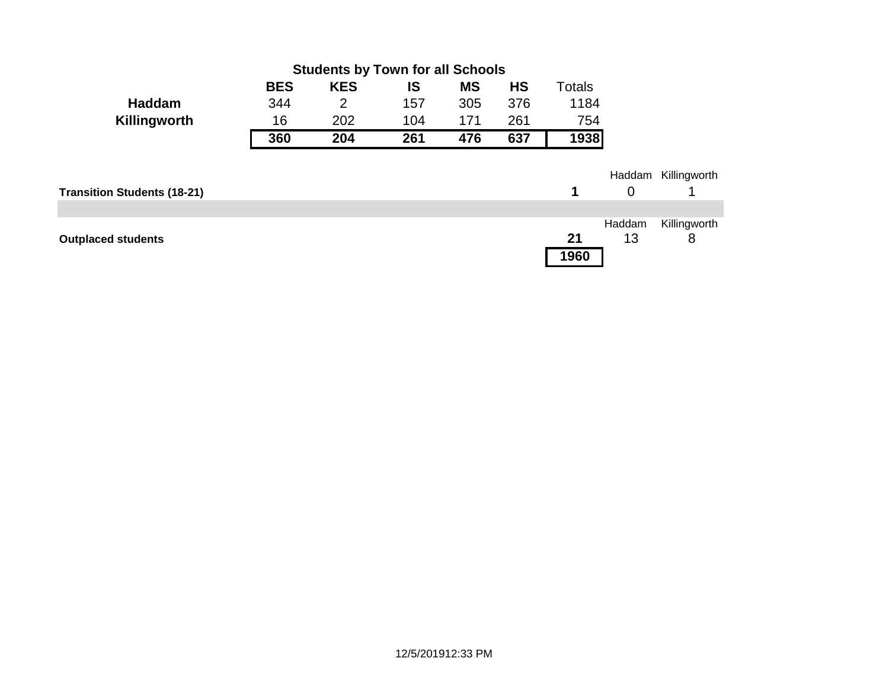## Students by Town for all Schools

| | BES | KES | IS | MS | HS | Totals |
|---|---|---|---|---|---|---|
| **Haddam** | 344 | 2 | 157 | 305 | 376 | 1184 |
| **Killingworth** | 16 | 202 | 104 | 171 | 261 | 754 |
| | **360** | **204** | **261** | **476** | **637** | **1938** |

| | Total | Haddam | Killingworth |
|---|---|---|---|
| **Transition Students (18-21)** | **1** | 0 | 1 |
| **Outplaced students** | **21** | 13 | 8 |
| | **1960** | | |

12/5/201912:33 PM